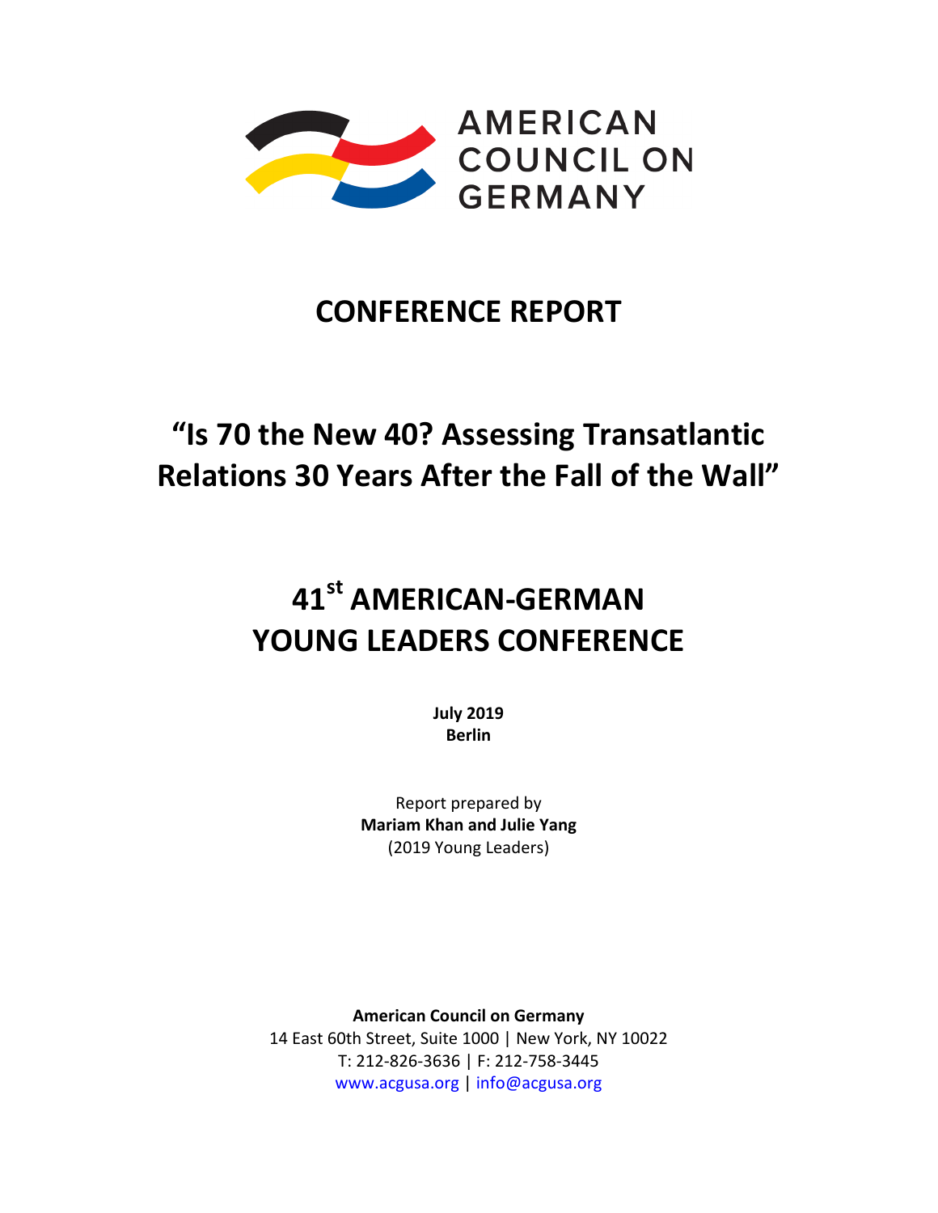AMERICAN COUNCIL ON GERMANY

# CONFERENCE REPORT

## "Is 70 the New 40? Assessing Transatlantic Relations 30 Years After the Fall of the Wall"

## 41st AMERICAN-GERMAN YOUNG LEADERS CONFERENCE

**July 2019**
**Berlin**

Report prepared by
**Mariam Khan and Julie Yang**
(2019 Young Leaders)

**American Council on Germany**
14 East 60th Street, Suite 1000 | New York, NY 10022
T: 212-826-3636 | F: 212-758-3445
www.acgusa.org | info@acgusa.org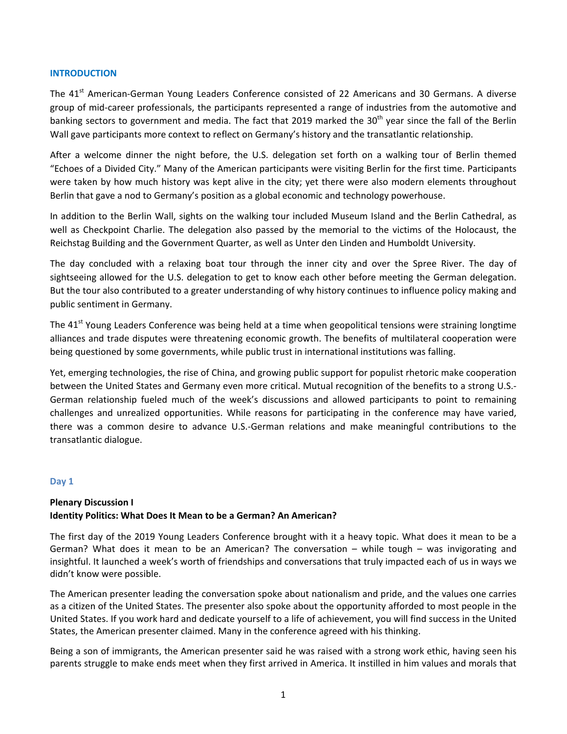## INTRODUCTION

The 41st American-German Young Leaders Conference consisted of 22 Americans and 30 Germans. A diverse group of mid-career professionals, the participants represented a range of industries from the automotive and banking sectors to government and media. The fact that 2019 marked the 30th year since the fall of the Berlin Wall gave participants more context to reflect on Germany's history and the transatlantic relationship.

After a welcome dinner the night before, the U.S. delegation set forth on a walking tour of Berlin themed "Echoes of a Divided City." Many of the American participants were visiting Berlin for the first time. Participants were taken by how much history was kept alive in the city; yet there were also modern elements throughout Berlin that gave a nod to Germany's position as a global economic and technology powerhouse.

In addition to the Berlin Wall, sights on the walking tour included Museum Island and the Berlin Cathedral, as well as Checkpoint Charlie. The delegation also passed by the memorial to the victims of the Holocaust, the Reichstag Building and the Government Quarter, as well as Unter den Linden and Humboldt University.

The day concluded with a relaxing boat tour through the inner city and over the Spree River. The day of sightseeing allowed for the U.S. delegation to get to know each other before meeting the German delegation. But the tour also contributed to a greater understanding of why history continues to influence policy making and public sentiment in Germany.

The 41st Young Leaders Conference was being held at a time when geopolitical tensions were straining longtime alliances and trade disputes were threatening economic growth. The benefits of multilateral cooperation were being questioned by some governments, while public trust in international institutions was falling.

Yet, emerging technologies, the rise of China, and growing public support for populist rhetoric make cooperation between the United States and Germany even more critical. Mutual recognition of the benefits to a strong U.S.-German relationship fueled much of the week's discussions and allowed participants to point to remaining challenges and unrealized opportunities. While reasons for participating in the conference may have varied, there was a common desire to advance U.S.-German relations and make meaningful contributions to the transatlantic dialogue.

### Day 1

**Plenary Discussion I**
**Identity Politics: What Does It Mean to be a German? An American?**

The first day of the 2019 Young Leaders Conference brought with it a heavy topic. What does it mean to be a German? What does it mean to be an American? The conversation – while tough – was invigorating and insightful. It launched a week's worth of friendships and conversations that truly impacted each of us in ways we didn't know were possible.

The American presenter leading the conversation spoke about nationalism and pride, and the values one carries as a citizen of the United States. The presenter also spoke about the opportunity afforded to most people in the United States. If you work hard and dedicate yourself to a life of achievement, you will find success in the United States, the American presenter claimed. Many in the conference agreed with his thinking.

Being a son of immigrants, the American presenter said he was raised with a strong work ethic, having seen his parents struggle to make ends meet when they first arrived in America. It instilled in him values and morals that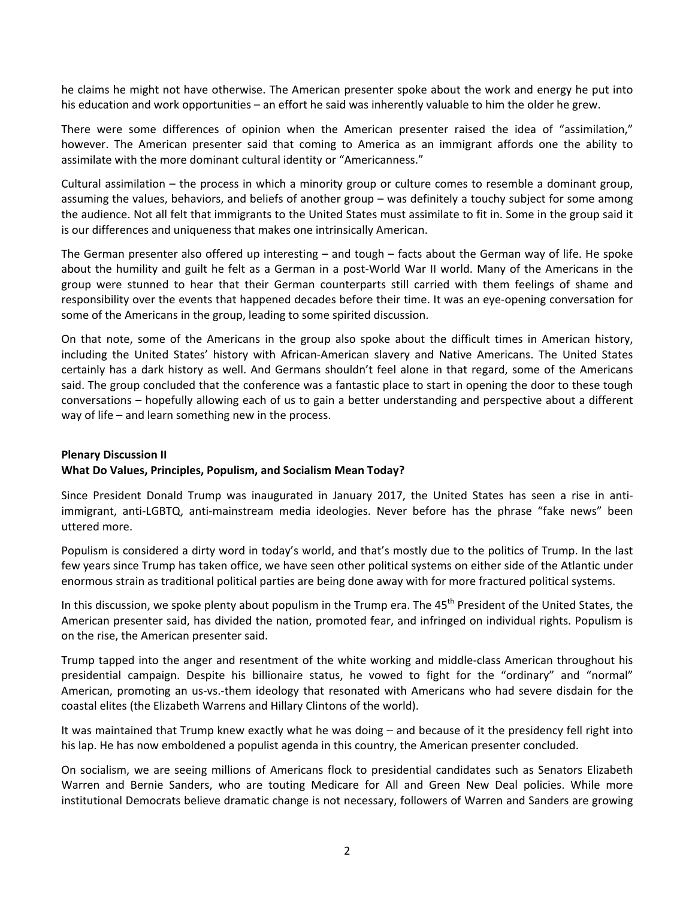he claims he might not have otherwise. The American presenter spoke about the work and energy he put into his education and work opportunities – an effort he said was inherently valuable to him the older he grew.

There were some differences of opinion when the American presenter raised the idea of "assimilation," however. The American presenter said that coming to America as an immigrant affords one the ability to assimilate with the more dominant cultural identity or "Americanness."

Cultural assimilation – the process in which a minority group or culture comes to resemble a dominant group, assuming the values, behaviors, and beliefs of another group – was definitely a touchy subject for some among the audience. Not all felt that immigrants to the United States must assimilate to fit in. Some in the group said it is our differences and uniqueness that makes one intrinsically American.

The German presenter also offered up interesting – and tough – facts about the German way of life. He spoke about the humility and guilt he felt as a German in a post-World War II world. Many of the Americans in the group were stunned to hear that their German counterparts still carried with them feelings of shame and responsibility over the events that happened decades before their time. It was an eye-opening conversation for some of the Americans in the group, leading to some spirited discussion.

On that note, some of the Americans in the group also spoke about the difficult times in American history, including the United States' history with African-American slavery and Native Americans. The United States certainly has a dark history as well. And Germans shouldn't feel alone in that regard, some of the Americans said. The group concluded that the conference was a fantastic place to start in opening the door to these tough conversations – hopefully allowing each of us to gain a better understanding and perspective about a different way of life – and learn something new in the process.

**Plenary Discussion II**
**What Do Values, Principles, Populism, and Socialism Mean Today?**

Since President Donald Trump was inaugurated in January 2017, the United States has seen a rise in anti-immigrant, anti-LGBTQ, anti-mainstream media ideologies. Never before has the phrase "fake news" been uttered more.

Populism is considered a dirty word in today's world, and that's mostly due to the politics of Trump. In the last few years since Trump has taken office, we have seen other political systems on either side of the Atlantic under enormous strain as traditional political parties are being done away with for more fractured political systems.

In this discussion, we spoke plenty about populism in the Trump era. The 45th President of the United States, the American presenter said, has divided the nation, promoted fear, and infringed on individual rights. Populism is on the rise, the American presenter said.

Trump tapped into the anger and resentment of the white working and middle-class American throughout his presidential campaign. Despite his billionaire status, he vowed to fight for the "ordinary" and "normal" American, promoting an us-vs.-them ideology that resonated with Americans who had severe disdain for the coastal elites (the Elizabeth Warrens and Hillary Clintons of the world).

It was maintained that Trump knew exactly what he was doing – and because of it the presidency fell right into his lap. He has now emboldened a populist agenda in this country, the American presenter concluded.

On socialism, we are seeing millions of Americans flock to presidential candidates such as Senators Elizabeth Warren and Bernie Sanders, who are touting Medicare for All and Green New Deal policies. While more institutional Democrats believe dramatic change is not necessary, followers of Warren and Sanders are growing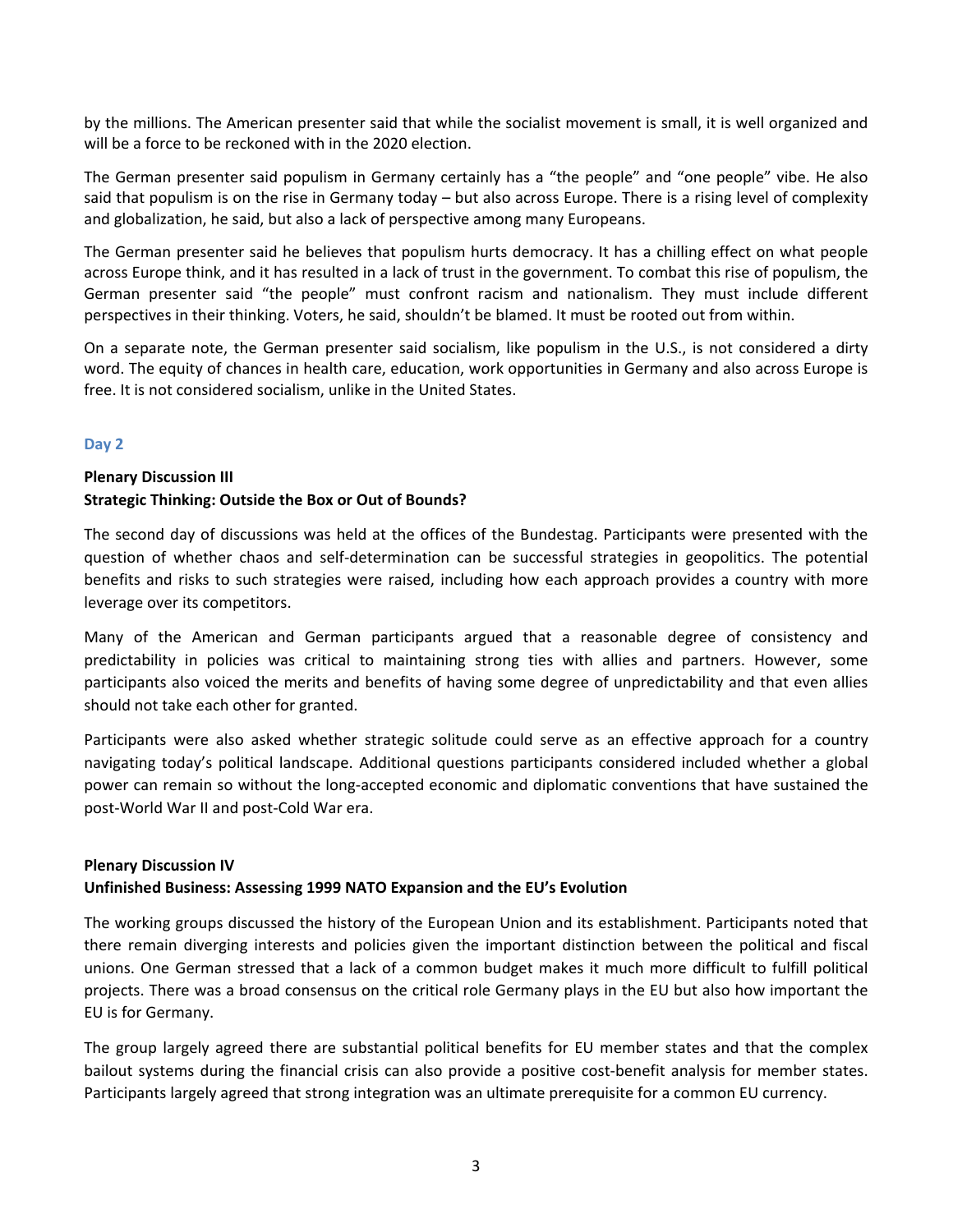by the millions. The American presenter said that while the socialist movement is small, it is well organized and will be a force to be reckoned with in the 2020 election.

The German presenter said populism in Germany certainly has a "the people" and "one people" vibe. He also said that populism is on the rise in Germany today – but also across Europe. There is a rising level of complexity and globalization, he said, but also a lack of perspective among many Europeans.

The German presenter said he believes that populism hurts democracy. It has a chilling effect on what people across Europe think, and it has resulted in a lack of trust in the government. To combat this rise of populism, the German presenter said "the people" must confront racism and nationalism. They must include different perspectives in their thinking. Voters, he said, shouldn't be blamed. It must be rooted out from within.

On a separate note, the German presenter said socialism, like populism in the U.S., is not considered a dirty word. The equity of chances in health care, education, work opportunities in Germany and also across Europe is free. It is not considered socialism, unlike in the United States.

## Day 2

### Plenary Discussion III
### Strategic Thinking: Outside the Box or Out of Bounds?

The second day of discussions was held at the offices of the Bundestag. Participants were presented with the question of whether chaos and self-determination can be successful strategies in geopolitics. The potential benefits and risks to such strategies were raised, including how each approach provides a country with more leverage over its competitors.

Many of the American and German participants argued that a reasonable degree of consistency and predictability in policies was critical to maintaining strong ties with allies and partners. However, some participants also voiced the merits and benefits of having some degree of unpredictability and that even allies should not take each other for granted.

Participants were also asked whether strategic solitude could serve as an effective approach for a country navigating today's political landscape. Additional questions participants considered included whether a global power can remain so without the long-accepted economic and diplomatic conventions that have sustained the post-World War II and post-Cold War era.

### Plenary Discussion IV
### Unfinished Business: Assessing 1999 NATO Expansion and the EU's Evolution

The working groups discussed the history of the European Union and its establishment. Participants noted that there remain diverging interests and policies given the important distinction between the political and fiscal unions. One German stressed that a lack of a common budget makes it much more difficult to fulfill political projects. There was a broad consensus on the critical role Germany plays in the EU but also how important the EU is for Germany.

The group largely agreed there are substantial political benefits for EU member states and that the complex bailout systems during the financial crisis can also provide a positive cost-benefit analysis for member states. Participants largely agreed that strong integration was an ultimate prerequisite for a common EU currency.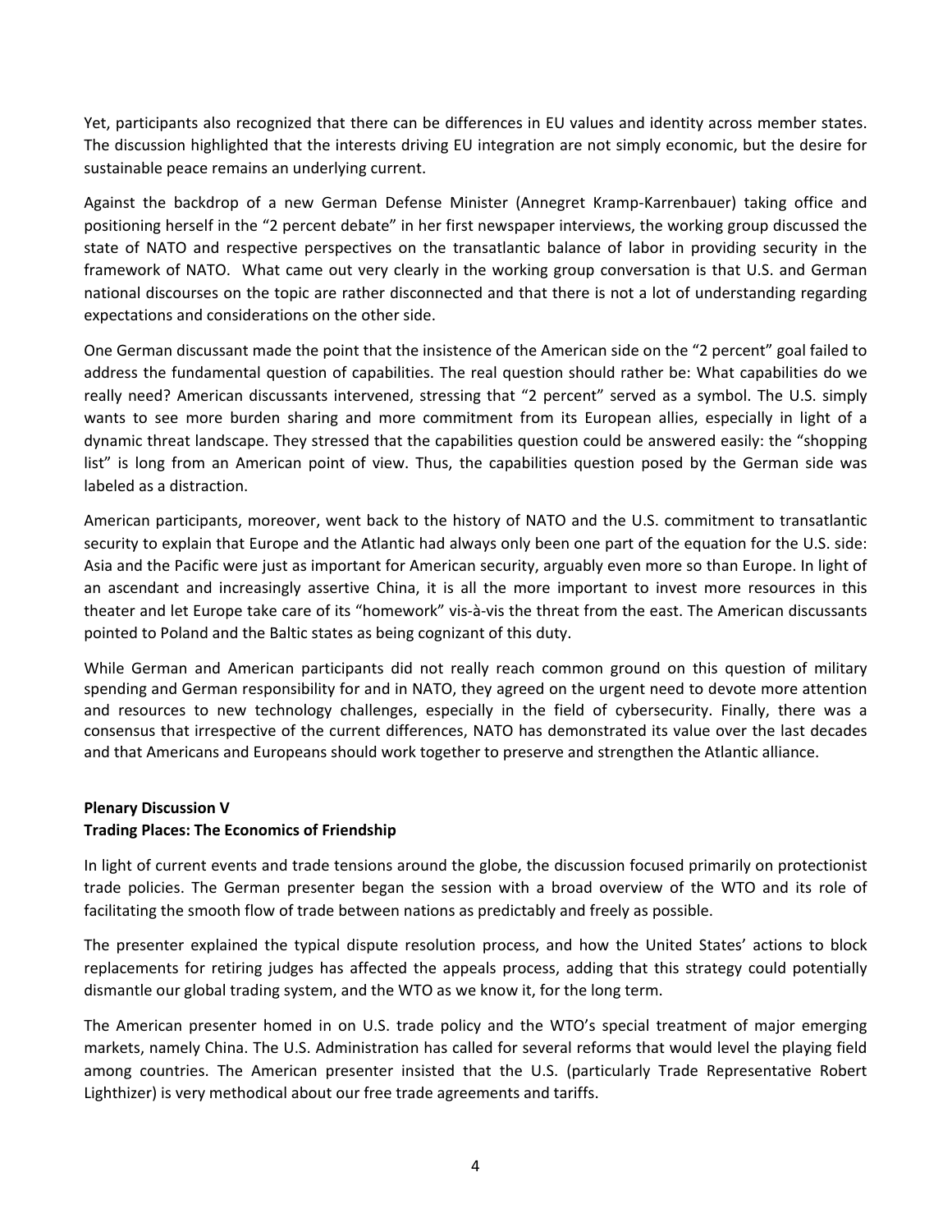Yet, participants also recognized that there can be differences in EU values and identity across member states. The discussion highlighted that the interests driving EU integration are not simply economic, but the desire for sustainable peace remains an underlying current.

Against the backdrop of a new German Defense Minister (Annegret Kramp-Karrenbauer) taking office and positioning herself in the "2 percent debate" in her first newspaper interviews, the working group discussed the state of NATO and respective perspectives on the transatlantic balance of labor in providing security in the framework of NATO. What came out very clearly in the working group conversation is that U.S. and German national discourses on the topic are rather disconnected and that there is not a lot of understanding regarding expectations and considerations on the other side.

One German discussant made the point that the insistence of the American side on the "2 percent" goal failed to address the fundamental question of capabilities. The real question should rather be: What capabilities do we really need? American discussants intervened, stressing that "2 percent" served as a symbol. The U.S. simply wants to see more burden sharing and more commitment from its European allies, especially in light of a dynamic threat landscape. They stressed that the capabilities question could be answered easily: the "shopping list" is long from an American point of view. Thus, the capabilities question posed by the German side was labeled as a distraction.

American participants, moreover, went back to the history of NATO and the U.S. commitment to transatlantic security to explain that Europe and the Atlantic had always only been one part of the equation for the U.S. side: Asia and the Pacific were just as important for American security, arguably even more so than Europe. In light of an ascendant and increasingly assertive China, it is all the more important to invest more resources in this theater and let Europe take care of its "homework" vis-à-vis the threat from the east. The American discussants pointed to Poland and the Baltic states as being cognizant of this duty.

While German and American participants did not really reach common ground on this question of military spending and German responsibility for and in NATO, they agreed on the urgent need to devote more attention and resources to new technology challenges, especially in the field of cybersecurity. Finally, there was a consensus that irrespective of the current differences, NATO has demonstrated its value over the last decades and that Americans and Europeans should work together to preserve and strengthen the Atlantic alliance.

**Plenary Discussion V**
**Trading Places: The Economics of Friendship**

In light of current events and trade tensions around the globe, the discussion focused primarily on protectionist trade policies. The German presenter began the session with a broad overview of the WTO and its role of facilitating the smooth flow of trade between nations as predictably and freely as possible.

The presenter explained the typical dispute resolution process, and how the United States' actions to block replacements for retiring judges has affected the appeals process, adding that this strategy could potentially dismantle our global trading system, and the WTO as we know it, for the long term.

The American presenter homed in on U.S. trade policy and the WTO's special treatment of major emerging markets, namely China. The U.S. Administration has called for several reforms that would level the playing field among countries. The American presenter insisted that the U.S. (particularly Trade Representative Robert Lighthizer) is very methodical about our free trade agreements and tariffs.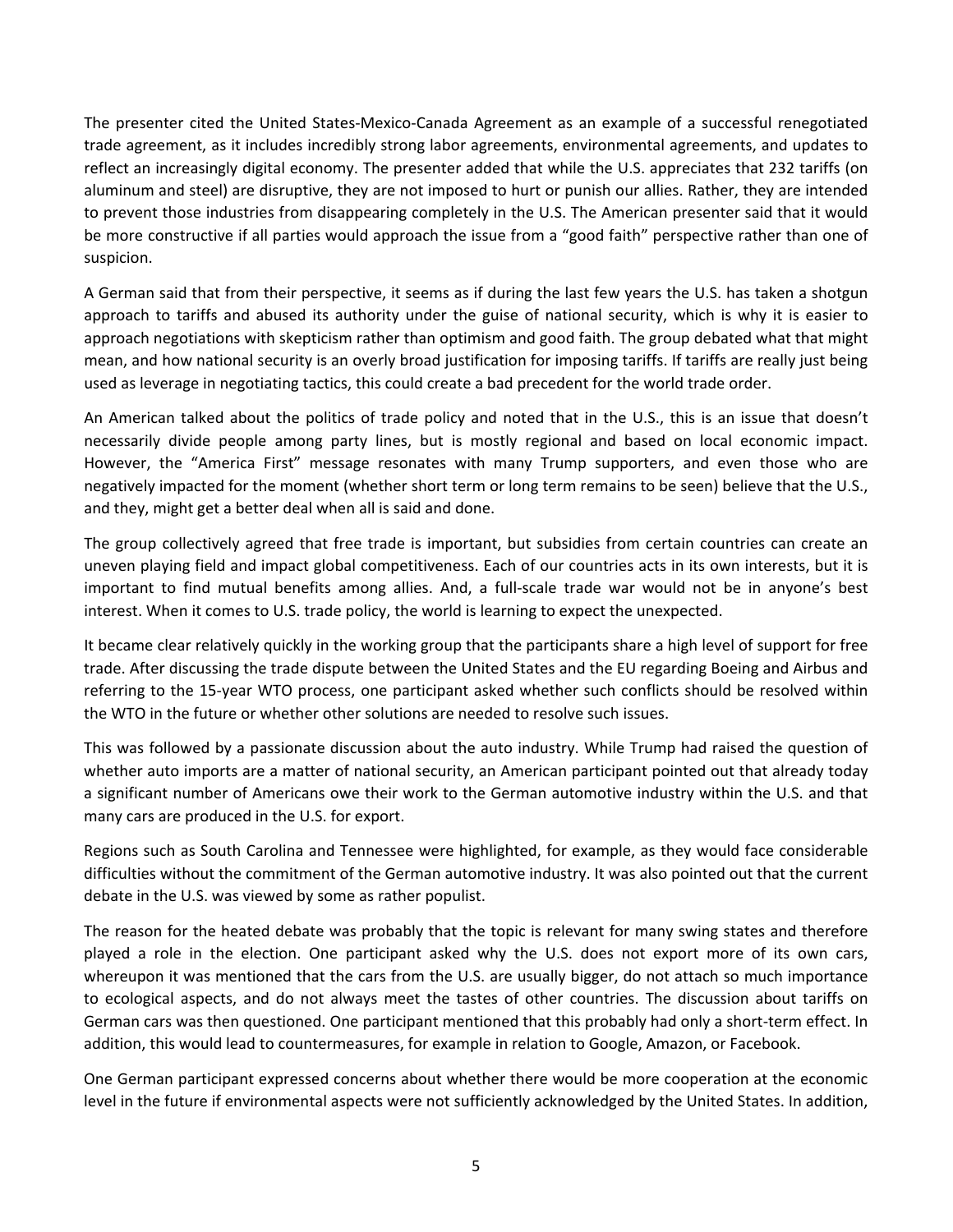The presenter cited the United States-Mexico-Canada Agreement as an example of a successful renegotiated trade agreement, as it includes incredibly strong labor agreements, environmental agreements, and updates to reflect an increasingly digital economy. The presenter added that while the U.S. appreciates that 232 tariffs (on aluminum and steel) are disruptive, they are not imposed to hurt or punish our allies. Rather, they are intended to prevent those industries from disappearing completely in the U.S. The American presenter said that it would be more constructive if all parties would approach the issue from a "good faith" perspective rather than one of suspicion.

A German said that from their perspective, it seems as if during the last few years the U.S. has taken a shotgun approach to tariffs and abused its authority under the guise of national security, which is why it is easier to approach negotiations with skepticism rather than optimism and good faith. The group debated what that might mean, and how national security is an overly broad justification for imposing tariffs. If tariffs are really just being used as leverage in negotiating tactics, this could create a bad precedent for the world trade order.

An American talked about the politics of trade policy and noted that in the U.S., this is an issue that doesn't necessarily divide people among party lines, but is mostly regional and based on local economic impact. However, the "America First" message resonates with many Trump supporters, and even those who are negatively impacted for the moment (whether short term or long term remains to be seen) believe that the U.S., and they, might get a better deal when all is said and done.

The group collectively agreed that free trade is important, but subsidies from certain countries can create an uneven playing field and impact global competitiveness. Each of our countries acts in its own interests, but it is important to find mutual benefits among allies. And, a full-scale trade war would not be in anyone's best interest. When it comes to U.S. trade policy, the world is learning to expect the unexpected.

It became clear relatively quickly in the working group that the participants share a high level of support for free trade. After discussing the trade dispute between the United States and the EU regarding Boeing and Airbus and referring to the 15-year WTO process, one participant asked whether such conflicts should be resolved within the WTO in the future or whether other solutions are needed to resolve such issues.

This was followed by a passionate discussion about the auto industry. While Trump had raised the question of whether auto imports are a matter of national security, an American participant pointed out that already today a significant number of Americans owe their work to the German automotive industry within the U.S. and that many cars are produced in the U.S. for export.

Regions such as South Carolina and Tennessee were highlighted, for example, as they would face considerable difficulties without the commitment of the German automotive industry. It was also pointed out that the current debate in the U.S. was viewed by some as rather populist.

The reason for the heated debate was probably that the topic is relevant for many swing states and therefore played a role in the election. One participant asked why the U.S. does not export more of its own cars, whereupon it was mentioned that the cars from the U.S. are usually bigger, do not attach so much importance to ecological aspects, and do not always meet the tastes of other countries. The discussion about tariffs on German cars was then questioned. One participant mentioned that this probably had only a short-term effect. In addition, this would lead to countermeasures, for example in relation to Google, Amazon, or Facebook.

One German participant expressed concerns about whether there would be more cooperation at the economic level in the future if environmental aspects were not sufficiently acknowledged by the United States. In addition,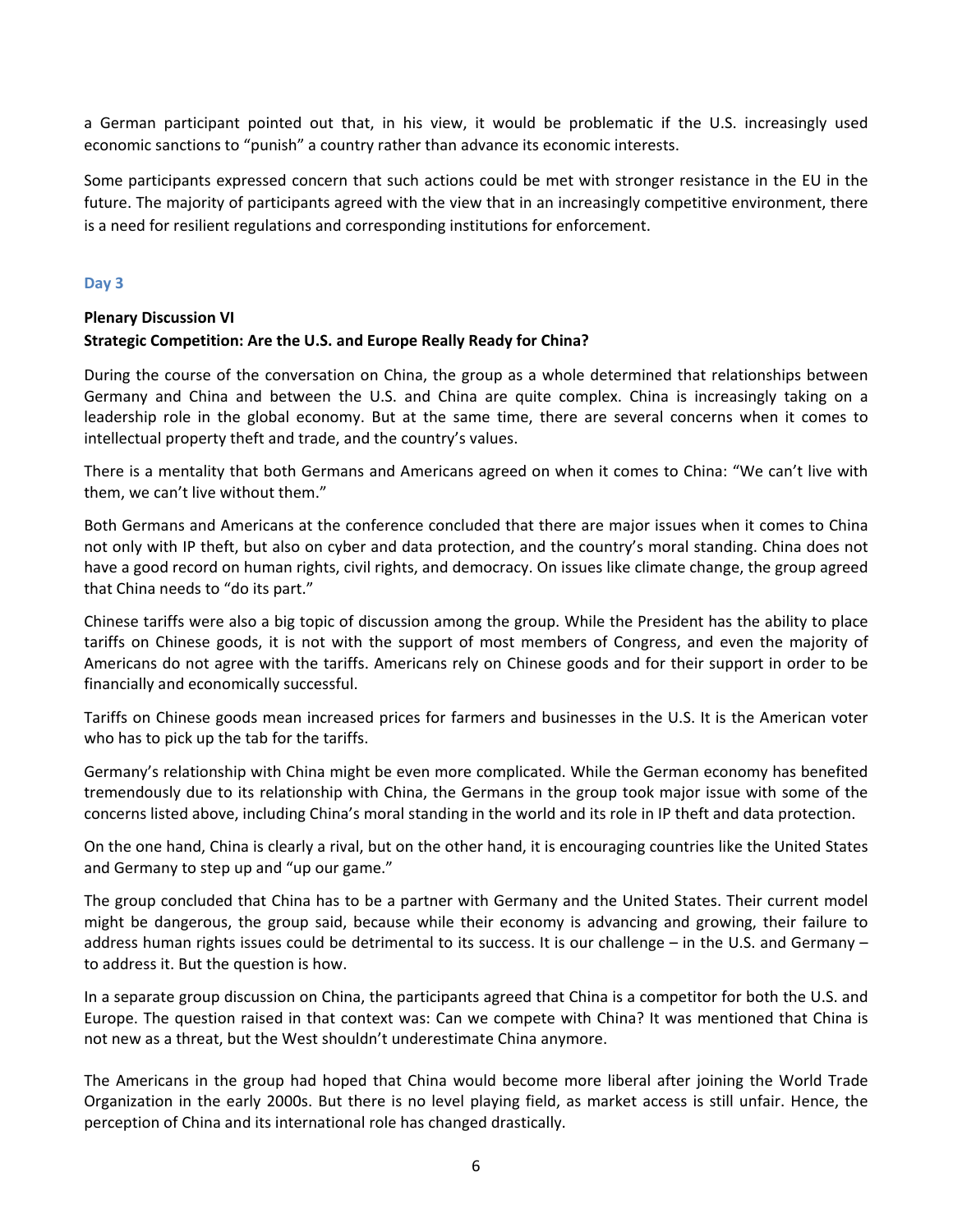a German participant pointed out that, in his view, it would be problematic if the U.S. increasingly used economic sanctions to "punish" a country rather than advance its economic interests.

Some participants expressed concern that such actions could be met with stronger resistance in the EU in the future. The majority of participants agreed with the view that in an increasingly competitive environment, there is a need for resilient regulations and corresponding institutions for enforcement.

### Day 3

**Plenary Discussion VI**
**Strategic Competition: Are the U.S. and Europe Really Ready for China?**

During the course of the conversation on China, the group as a whole determined that relationships between Germany and China and between the U.S. and China are quite complex. China is increasingly taking on a leadership role in the global economy. But at the same time, there are several concerns when it comes to intellectual property theft and trade, and the country's values.

There is a mentality that both Germans and Americans agreed on when it comes to China: "We can't live with them, we can't live without them."

Both Germans and Americans at the conference concluded that there are major issues when it comes to China not only with IP theft, but also on cyber and data protection, and the country's moral standing. China does not have a good record on human rights, civil rights, and democracy. On issues like climate change, the group agreed that China needs to "do its part."

Chinese tariffs were also a big topic of discussion among the group. While the President has the ability to place tariffs on Chinese goods, it is not with the support of most members of Congress, and even the majority of Americans do not agree with the tariffs. Americans rely on Chinese goods and for their support in order to be financially and economically successful.

Tariffs on Chinese goods mean increased prices for farmers and businesses in the U.S. It is the American voter who has to pick up the tab for the tariffs.

Germany's relationship with China might be even more complicated. While the German economy has benefited tremendously due to its relationship with China, the Germans in the group took major issue with some of the concerns listed above, including China's moral standing in the world and its role in IP theft and data protection.

On the one hand, China is clearly a rival, but on the other hand, it is encouraging countries like the United States and Germany to step up and "up our game."

The group concluded that China has to be a partner with Germany and the United States. Their current model might be dangerous, the group said, because while their economy is advancing and growing, their failure to address human rights issues could be detrimental to its success. It is our challenge – in the U.S. and Germany – to address it. But the question is how.

In a separate group discussion on China, the participants agreed that China is a competitor for both the U.S. and Europe. The question raised in that context was: Can we compete with China? It was mentioned that China is not new as a threat, but the West shouldn't underestimate China anymore.

The Americans in the group had hoped that China would become more liberal after joining the World Trade Organization in the early 2000s. But there is no level playing field, as market access is still unfair. Hence, the perception of China and its international role has changed drastically.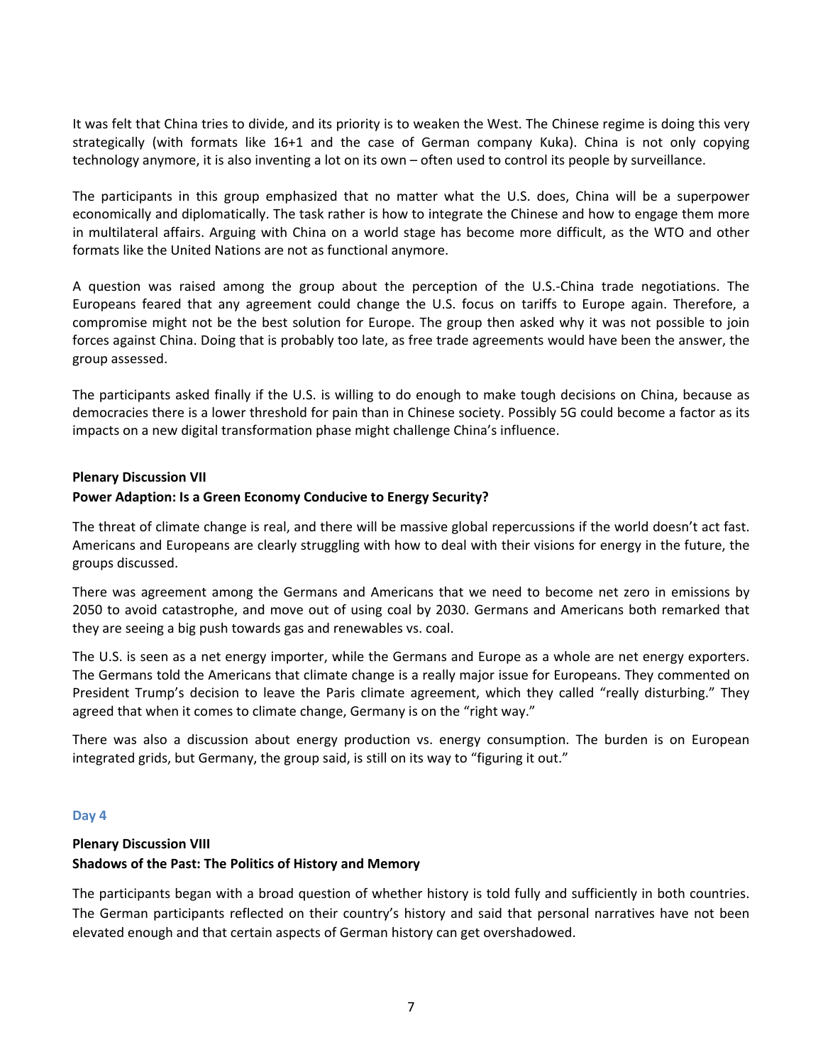It was felt that China tries to divide, and its priority is to weaken the West. The Chinese regime is doing this very strategically (with formats like 16+1 and the case of German company Kuka). China is not only copying technology anymore, it is also inventing a lot on its own – often used to control its people by surveillance.

The participants in this group emphasized that no matter what the U.S. does, China will be a superpower economically and diplomatically. The task rather is how to integrate the Chinese and how to engage them more in multilateral affairs. Arguing with China on a world stage has become more difficult, as the WTO and other formats like the United Nations are not as functional anymore.

A question was raised among the group about the perception of the U.S.-China trade negotiations. The Europeans feared that any agreement could change the U.S. focus on tariffs to Europe again. Therefore, a compromise might not be the best solution for Europe. The group then asked why it was not possible to join forces against China. Doing that is probably too late, as free trade agreements would have been the answer, the group assessed.

The participants asked finally if the U.S. is willing to do enough to make tough decisions on China, because as democracies there is a lower threshold for pain than in Chinese society. Possibly 5G could become a factor as its impacts on a new digital transformation phase might challenge China's influence.

**Plenary Discussion VII**

**Power Adaption: Is a Green Economy Conducive to Energy Security?**

The threat of climate change is real, and there will be massive global repercussions if the world doesn't act fast. Americans and Europeans are clearly struggling with how to deal with their visions for energy in the future, the groups discussed.

There was agreement among the Germans and Americans that we need to become net zero in emissions by 2050 to avoid catastrophe, and move out of using coal by 2030. Germans and Americans both remarked that they are seeing a big push towards gas and renewables vs. coal.

The U.S. is seen as a net energy importer, while the Germans and Europe as a whole are net energy exporters. The Germans told the Americans that climate change is a really major issue for Europeans. They commented on President Trump's decision to leave the Paris climate agreement, which they called "really disturbing." They agreed that when it comes to climate change, Germany is on the "right way."

There was also a discussion about energy production vs. energy consumption. The burden is on European integrated grids, but Germany, the group said, is still on its way to "figuring it out."

## Day 4

**Plenary Discussion VIII**

**Shadows of the Past: The Politics of History and Memory**

The participants began with a broad question of whether history is told fully and sufficiently in both countries. The German participants reflected on their country's history and said that personal narratives have not been elevated enough and that certain aspects of German history can get overshadowed.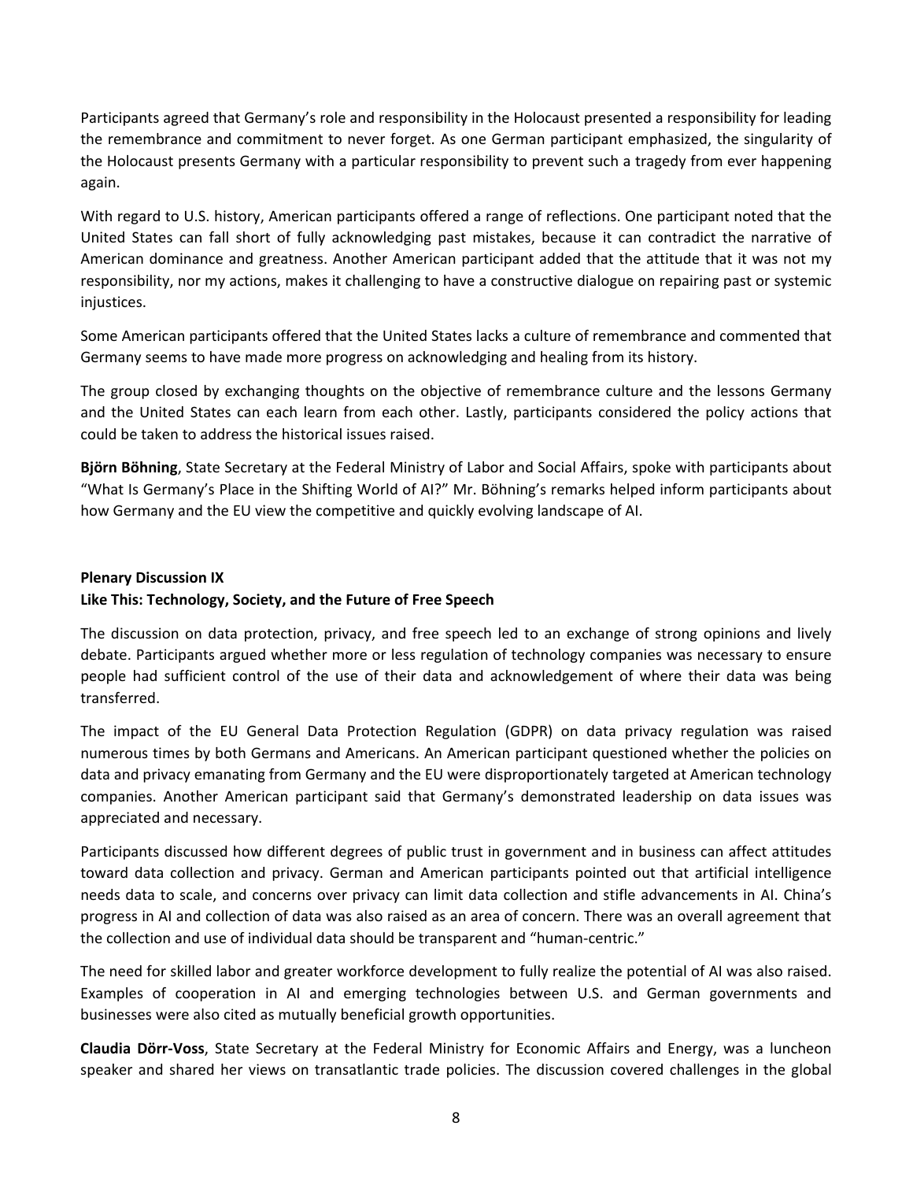Participants agreed that Germany's role and responsibility in the Holocaust presented a responsibility for leading the remembrance and commitment to never forget. As one German participant emphasized, the singularity of the Holocaust presents Germany with a particular responsibility to prevent such a tragedy from ever happening again.

With regard to U.S. history, American participants offered a range of reflections. One participant noted that the United States can fall short of fully acknowledging past mistakes, because it can contradict the narrative of American dominance and greatness. Another American participant added that the attitude that it was not my responsibility, nor my actions, makes it challenging to have a constructive dialogue on repairing past or systemic injustices.

Some American participants offered that the United States lacks a culture of remembrance and commented that Germany seems to have made more progress on acknowledging and healing from its history.

The group closed by exchanging thoughts on the objective of remembrance culture and the lessons Germany and the United States can each learn from each other. Lastly, participants considered the policy actions that could be taken to address the historical issues raised.

**Björn Böhning**, State Secretary at the Federal Ministry of Labor and Social Affairs, spoke with participants about "What Is Germany's Place in the Shifting World of AI?" Mr. Böhning's remarks helped inform participants about how Germany and the EU view the competitive and quickly evolving landscape of AI.

**Plenary Discussion IX**
**Like This: Technology, Society, and the Future of Free Speech**

The discussion on data protection, privacy, and free speech led to an exchange of strong opinions and lively debate. Participants argued whether more or less regulation of technology companies was necessary to ensure people had sufficient control of the use of their data and acknowledgement of where their data was being transferred.

The impact of the EU General Data Protection Regulation (GDPR) on data privacy regulation was raised numerous times by both Germans and Americans. An American participant questioned whether the policies on data and privacy emanating from Germany and the EU were disproportionately targeted at American technology companies. Another American participant said that Germany's demonstrated leadership on data issues was appreciated and necessary.

Participants discussed how different degrees of public trust in government and in business can affect attitudes toward data collection and privacy. German and American participants pointed out that artificial intelligence needs data to scale, and concerns over privacy can limit data collection and stifle advancements in AI. China's progress in AI and collection of data was also raised as an area of concern. There was an overall agreement that the collection and use of individual data should be transparent and "human-centric."

The need for skilled labor and greater workforce development to fully realize the potential of AI was also raised. Examples of cooperation in AI and emerging technologies between U.S. and German governments and businesses were also cited as mutually beneficial growth opportunities.

**Claudia Dörr-Voss**, State Secretary at the Federal Ministry for Economic Affairs and Energy, was a luncheon speaker and shared her views on transatlantic trade policies. The discussion covered challenges in the global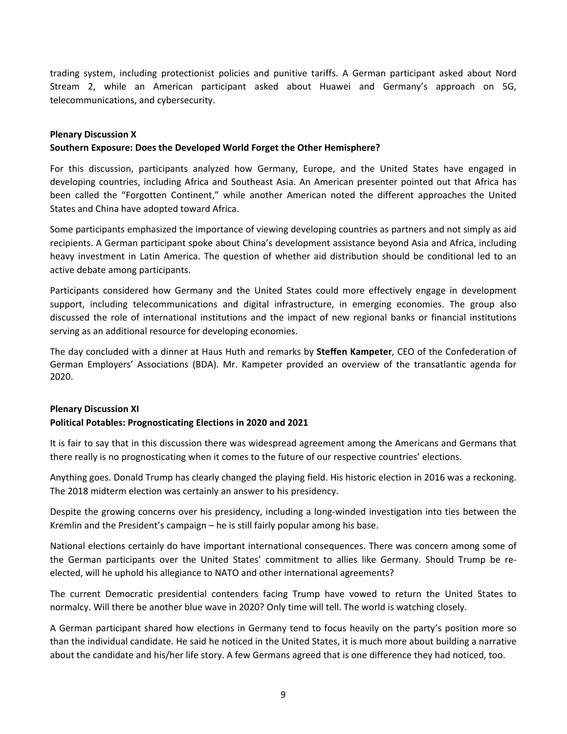trading system, including protectionist policies and punitive tariffs. A German participant asked about Nord Stream 2, while an American participant asked about Huawei and Germany's approach on 5G, telecommunications, and cybersecurity.

**Plenary Discussion X**
**Southern Exposure: Does the Developed World Forget the Other Hemisphere?**

For this discussion, participants analyzed how Germany, Europe, and the United States have engaged in developing countries, including Africa and Southeast Asia. An American presenter pointed out that Africa has been called the "Forgotten Continent," while another American noted the different approaches the United States and China have adopted toward Africa.

Some participants emphasized the importance of viewing developing countries as partners and not simply as aid recipients. A German participant spoke about China's development assistance beyond Asia and Africa, including heavy investment in Latin America. The question of whether aid distribution should be conditional led to an active debate among participants.

Participants considered how Germany and the United States could more effectively engage in development support, including telecommunications and digital infrastructure, in emerging economies. The group also discussed the role of international institutions and the impact of new regional banks or financial institutions serving as an additional resource for developing economies.

The day concluded with a dinner at Haus Huth and remarks by **Steffen Kampeter**, CEO of the Confederation of German Employers' Associations (BDA). Mr. Kampeter provided an overview of the transatlantic agenda for 2020.

**Plenary Discussion XI**
**Political Potables: Prognosticating Elections in 2020 and 2021**

It is fair to say that in this discussion there was widespread agreement among the Americans and Germans that there really is no prognosticating when it comes to the future of our respective countries' elections.

Anything goes. Donald Trump has clearly changed the playing field. His historic election in 2016 was a reckoning. The 2018 midterm election was certainly an answer to his presidency.

Despite the growing concerns over his presidency, including a long-winded investigation into ties between the Kremlin and the President's campaign – he is still fairly popular among his base.

National elections certainly do have important international consequences. There was concern among some of the German participants over the United States' commitment to allies like Germany. Should Trump be re-elected, will he uphold his allegiance to NATO and other international agreements?

The current Democratic presidential contenders facing Trump have vowed to return the United States to normalcy. Will there be another blue wave in 2020? Only time will tell. The world is watching closely.

A German participant shared how elections in Germany tend to focus heavily on the party's position more so than the individual candidate. He said he noticed in the United States, it is much more about building a narrative about the candidate and his/her life story. A few Germans agreed that is one difference they had noticed, too.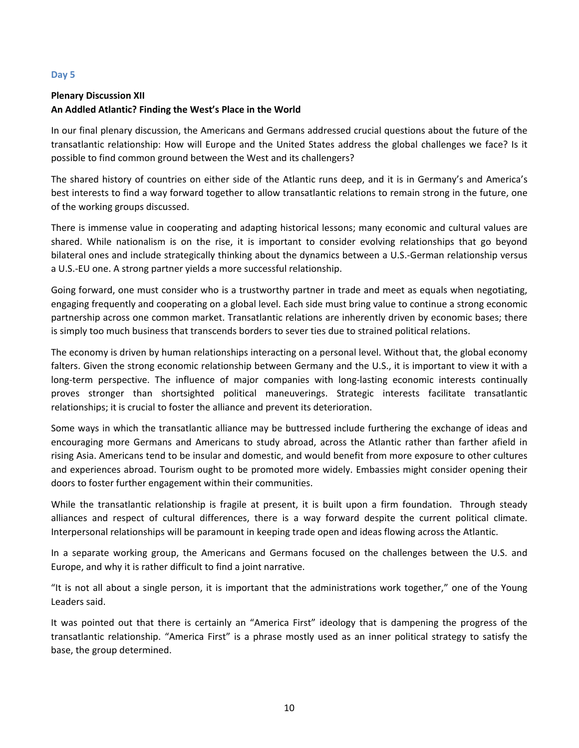### Day 5

**Plenary Discussion XII**
**An Addled Atlantic? Finding the West's Place in the World**

In our final plenary discussion, the Americans and Germans addressed crucial questions about the future of the transatlantic relationship: How will Europe and the United States address the global challenges we face? Is it possible to find common ground between the West and its challengers?

The shared history of countries on either side of the Atlantic runs deep, and it is in Germany's and America's best interests to find a way forward together to allow transatlantic relations to remain strong in the future, one of the working groups discussed.

There is immense value in cooperating and adapting historical lessons; many economic and cultural values are shared. While nationalism is on the rise, it is important to consider evolving relationships that go beyond bilateral ones and include strategically thinking about the dynamics between a U.S.-German relationship versus a U.S.-EU one. A strong partner yields a more successful relationship.

Going forward, one must consider who is a trustworthy partner in trade and meet as equals when negotiating, engaging frequently and cooperating on a global level. Each side must bring value to continue a strong economic partnership across one common market. Transatlantic relations are inherently driven by economic bases; there is simply too much business that transcends borders to sever ties due to strained political relations.

The economy is driven by human relationships interacting on a personal level. Without that, the global economy falters. Given the strong economic relationship between Germany and the U.S., it is important to view it with a long-term perspective. The influence of major companies with long-lasting economic interests continually proves stronger than shortsighted political maneuverings. Strategic interests facilitate transatlantic relationships; it is crucial to foster the alliance and prevent its deterioration.

Some ways in which the transatlantic alliance may be buttressed include furthering the exchange of ideas and encouraging more Germans and Americans to study abroad, across the Atlantic rather than farther afield in rising Asia. Americans tend to be insular and domestic, and would benefit from more exposure to other cultures and experiences abroad. Tourism ought to be promoted more widely. Embassies might consider opening their doors to foster further engagement within their communities.

While the transatlantic relationship is fragile at present, it is built upon a firm foundation. Through steady alliances and respect of cultural differences, there is a way forward despite the current political climate. Interpersonal relationships will be paramount in keeping trade open and ideas flowing across the Atlantic.

In a separate working group, the Americans and Germans focused on the challenges between the U.S. and Europe, and why it is rather difficult to find a joint narrative.

"It is not all about a single person, it is important that the administrations work together," one of the Young Leaders said.

It was pointed out that there is certainly an "America First" ideology that is dampening the progress of the transatlantic relationship. "America First" is a phrase mostly used as an inner political strategy to satisfy the base, the group determined.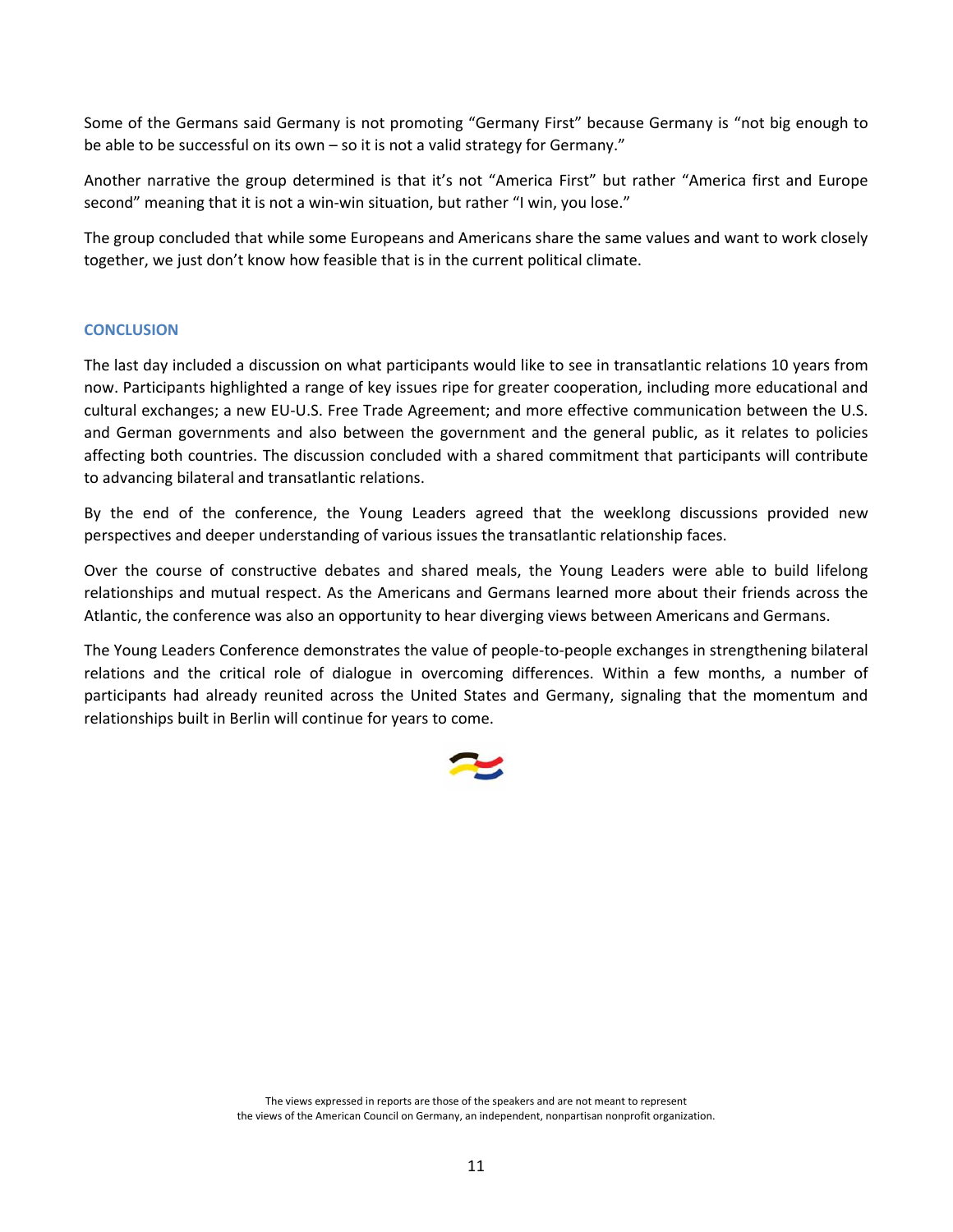Some of the Germans said Germany is not promoting "Germany First" because Germany is "not big enough to be able to be successful on its own – so it is not a valid strategy for Germany."

Another narrative the group determined is that it's not "America First" but rather "America first and Europe second" meaning that it is not a win-win situation, but rather "I win, you lose."

The group concluded that while some Europeans and Americans share the same values and want to work closely together, we just don't know how feasible that is in the current political climate.

## CONCLUSION

The last day included a discussion on what participants would like to see in transatlantic relations 10 years from now. Participants highlighted a range of key issues ripe for greater cooperation, including more educational and cultural exchanges; a new EU-U.S. Free Trade Agreement; and more effective communication between the U.S. and German governments and also between the government and the general public, as it relates to policies affecting both countries. The discussion concluded with a shared commitment that participants will contribute to advancing bilateral and transatlantic relations.

By the end of the conference, the Young Leaders agreed that the weeklong discussions provided new perspectives and deeper understanding of various issues the transatlantic relationship faces.

Over the course of constructive debates and shared meals, the Young Leaders were able to build lifelong relationships and mutual respect. As the Americans and Germans learned more about their friends across the Atlantic, the conference was also an opportunity to hear diverging views between Americans and Germans.

The Young Leaders Conference demonstrates the value of people-to-people exchanges in strengthening bilateral relations and the critical role of dialogue in overcoming differences. Within a few months, a number of participants had already reunited across the United States and Germany, signaling that the momentum and relationships built in Berlin will continue for years to come.

The views expressed in reports are those of the speakers and are not meant to represent the views of the American Council on Germany, an independent, nonpartisan nonprofit organization.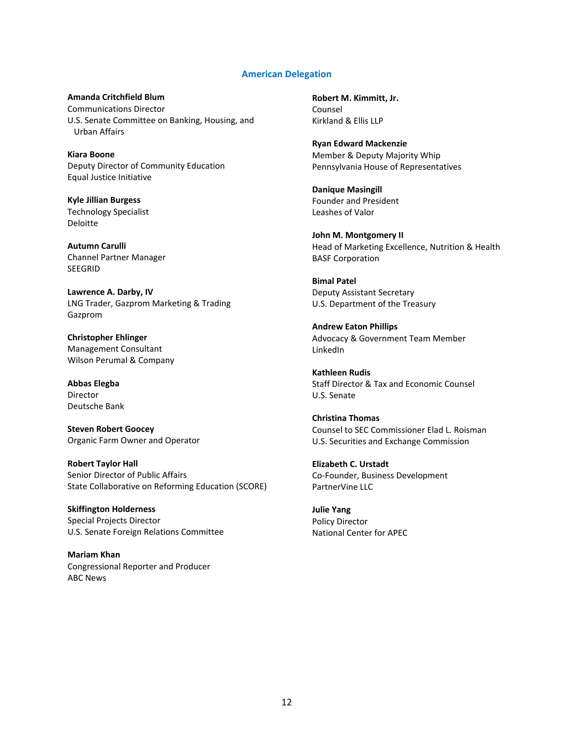## American Delegation

**Amanda Critchfield Blum**
Communications Director
U.S. Senate Committee on Banking, Housing, and Urban Affairs

**Kiara Boone**
Deputy Director of Community Education
Equal Justice Initiative

**Kyle Jillian Burgess**
Technology Specialist
Deloitte

**Autumn Carulli**
Channel Partner Manager
SEEGRID

**Lawrence A. Darby, IV**
LNG Trader, Gazprom Marketing & Trading
Gazprom

**Christopher Ehlinger**
Management Consultant
Wilson Perumal & Company

**Abbas Elegba**
Director
Deutsche Bank

**Steven Robert Goocey**
Organic Farm Owner and Operator

**Robert Taylor Hall**
Senior Director of Public Affairs
State Collaborative on Reforming Education (SCORE)

**Skiffington Holderness**
Special Projects Director
U.S. Senate Foreign Relations Committee

**Mariam Khan**
Congressional Reporter and Producer
ABC News

**Robert M. Kimmitt, Jr.**
Counsel
Kirkland & Ellis LLP

**Ryan Edward Mackenzie**
Member & Deputy Majority Whip
Pennsylvania House of Representatives

**Danique Masingill**
Founder and President
Leashes of Valor

**John M. Montgomery II**
Head of Marketing Excellence, Nutrition & Health
BASF Corporation

**Bimal Patel**
Deputy Assistant Secretary
U.S. Department of the Treasury

**Andrew Eaton Phillips**
Advocacy & Government Team Member
LinkedIn

**Kathleen Rudis**
Staff Director & Tax and Economic Counsel
U.S. Senate

**Christina Thomas**
Counsel to SEC Commissioner Elad L. Roisman
U.S. Securities and Exchange Commission

**Elizabeth C. Urstadt**
Co-Founder, Business Development
PartnerVine LLC

**Julie Yang**
Policy Director
National Center for APEC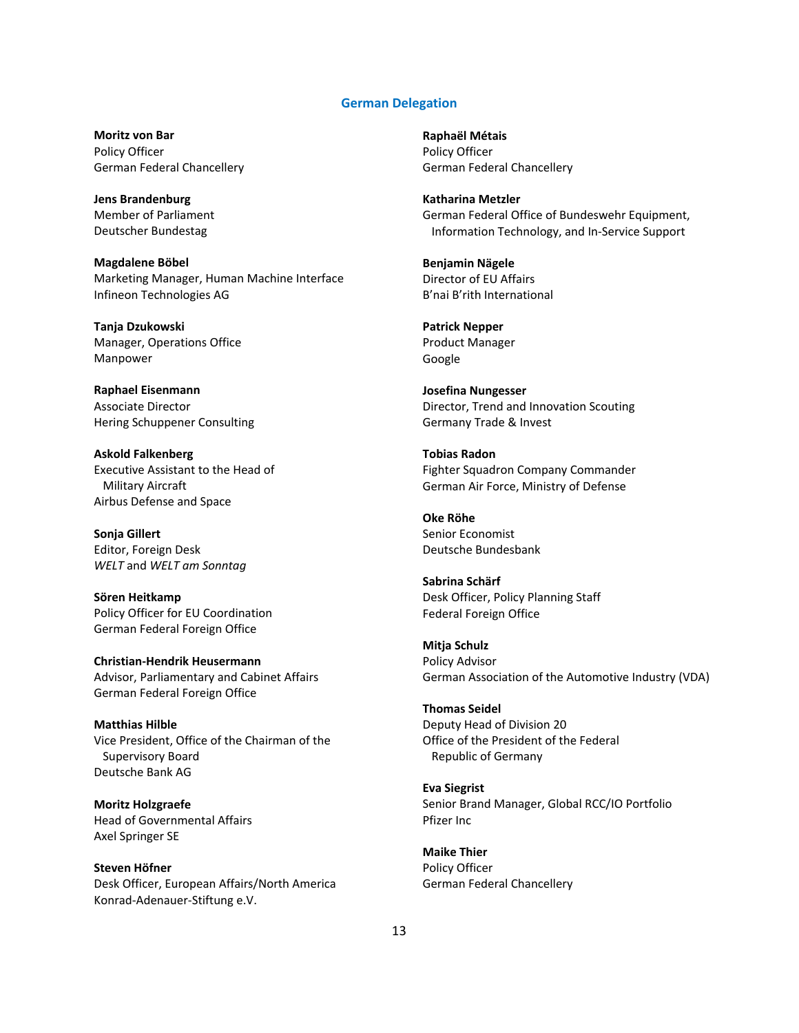## German Delegation

**Moritz von Bar**
Policy Officer
German Federal Chancellery

**Jens Brandenburg**
Member of Parliament
Deutscher Bundestag

**Magdalene Böbel**
Marketing Manager, Human Machine Interface
Infineon Technologies AG

**Tanja Dzukowski**
Manager, Operations Office
Manpower

**Raphael Eisenmann**
Associate Director
Hering Schuppener Consulting

**Askold Falkenberg**
Executive Assistant to the Head of Military Aircraft
Airbus Defense and Space

**Sonja Gillert**
Editor, Foreign Desk
*WELT* and *WELT am Sonntag*

**Sören Heitkamp**
Policy Officer for EU Coordination
German Federal Foreign Office

**Christian-Hendrik Heusermann**
Advisor, Parliamentary and Cabinet Affairs
German Federal Foreign Office

**Matthias Hilble**
Vice President, Office of the Chairman of the Supervisory Board
Deutsche Bank AG

**Moritz Holzgraefe**
Head of Governmental Affairs
Axel Springer SE

**Steven Höfner**
Desk Officer, European Affairs/North America
Konrad-Adenauer-Stiftung e.V.

**Raphaël Métais**
Policy Officer
German Federal Chancellery

**Katharina Metzler**
German Federal Office of Bundeswehr Equipment, Information Technology, and In-Service Support

**Benjamin Nägele**
Director of EU Affairs
B'nai B'rith International

**Patrick Nepper**
Product Manager
Google

**Josefina Nungesser**
Director, Trend and Innovation Scouting
Germany Trade & Invest

**Tobias Radon**
Fighter Squadron Company Commander
German Air Force, Ministry of Defense

**Oke Röhe**
Senior Economist
Deutsche Bundesbank

**Sabrina Schärf**
Desk Officer, Policy Planning Staff
Federal Foreign Office

**Mitja Schulz**
Policy Advisor
German Association of the Automotive Industry (VDA)

**Thomas Seidel**
Deputy Head of Division 20
Office of the President of the Federal Republic of Germany

**Eva Siegrist**
Senior Brand Manager, Global RCC/IO Portfolio
Pfizer Inc

**Maike Thier**
Policy Officer
German Federal Chancellery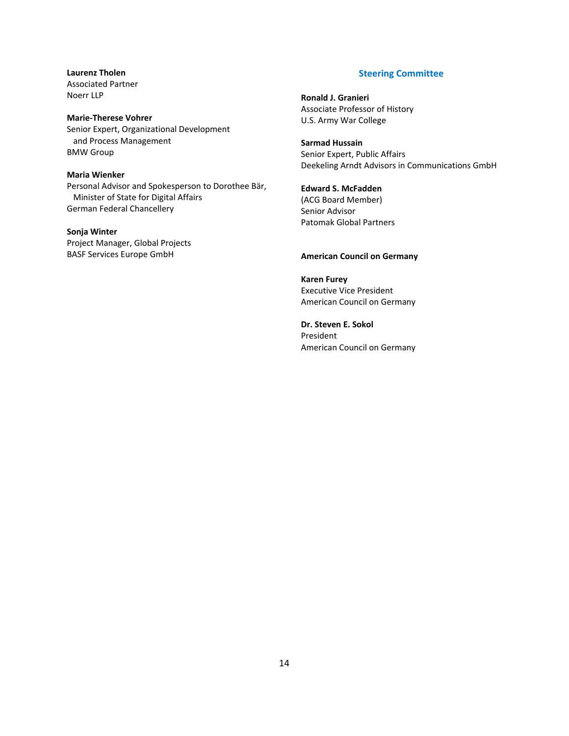**Laurenz Tholen**
Associated Partner
Noerr LLP

**Marie-Therese Vohrer**
Senior Expert, Organizational Development and Process Management
BMW Group

**Maria Wienker**
Personal Advisor and Spokesperson to Dorothee Bär, Minister of State for Digital Affairs
German Federal Chancellery

**Sonja Winter**
Project Manager, Global Projects
BASF Services Europe GmbH

## Steering Committee

**Ronald J. Granieri**
Associate Professor of History
U.S. Army War College

**Sarmad Hussain**
Senior Expert, Public Affairs
Deekeling Arndt Advisors in Communications GmbH

**Edward S. McFadden**
(ACG Board Member)
Senior Advisor
Patomak Global Partners

**American Council on Germany**

**Karen Furey**
Executive Vice President
American Council on Germany

**Dr. Steven E. Sokol**
President
American Council on Germany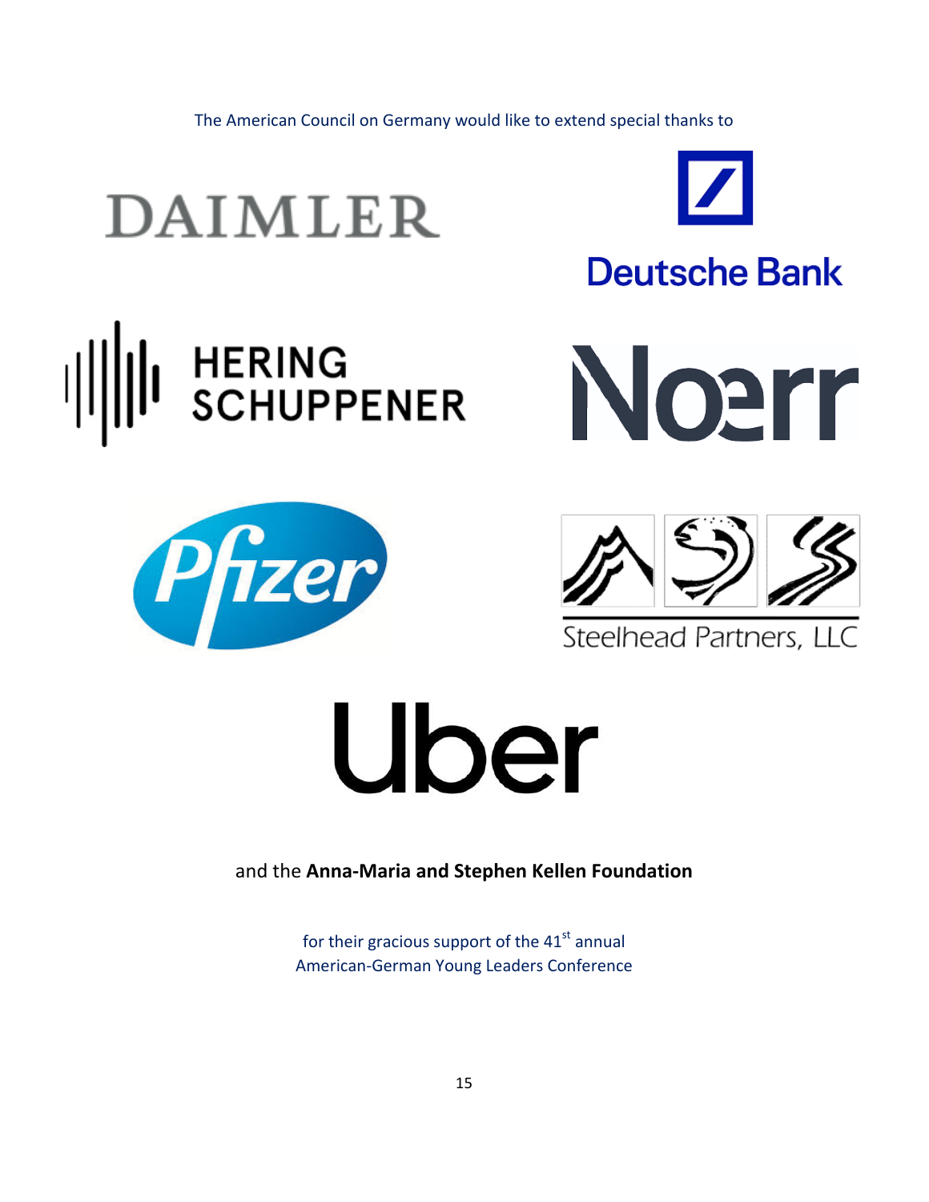The American Council on Germany would like to extend special thanks to

DAIMLER

Deutsche Bank

HERING SCHUPPENER

Noerr

Pfizer

Steelhead Partners, LLC

Uber

and the **Anna-Maria and Stephen Kellen Foundation**

for their gracious support of the 41st annual American-German Young Leaders Conference